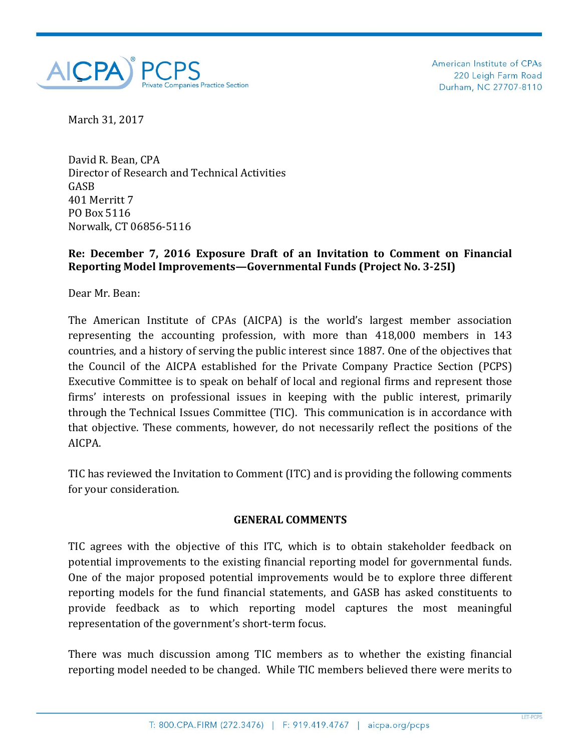AICPA PCPS Private Companies Practice Section

American Institute of CPAs
220 Leigh Farm Road
Durham, NC 27707-8110

March 31, 2017

David R. Bean, CPA
Director of Research and Technical Activities
GASB
401 Merritt 7
PO Box 5116
Norwalk, CT 06856-5116

**Re: December 7, 2016 Exposure Draft of an Invitation to Comment on Financial Reporting Model Improvements—Governmental Funds (Project No. 3-25I)**

Dear Mr. Bean:

The American Institute of CPAs (AICPA) is the world's largest member association representing the accounting profession, with more than 418,000 members in 143 countries, and a history of serving the public interest since 1887. One of the objectives that the Council of the AICPA established for the Private Company Practice Section (PCPS) Executive Committee is to speak on behalf of local and regional firms and represent those firms' interests on professional issues in keeping with the public interest, primarily through the Technical Issues Committee (TIC). This communication is in accordance with that objective. These comments, however, do not necessarily reflect the positions of the AICPA.

TIC has reviewed the Invitation to Comment (ITC) and is providing the following comments for your consideration.

## GENERAL COMMENTS

TIC agrees with the objective of this ITC, which is to obtain stakeholder feedback on potential improvements to the existing financial reporting model for governmental funds. One of the major proposed potential improvements would be to explore three different reporting models for the fund financial statements, and GASB has asked constituents to provide feedback as to which reporting model captures the most meaningful representation of the government's short-term focus.

There was much discussion among TIC members as to whether the existing financial reporting model needed to be changed. While TIC members believed there were merits to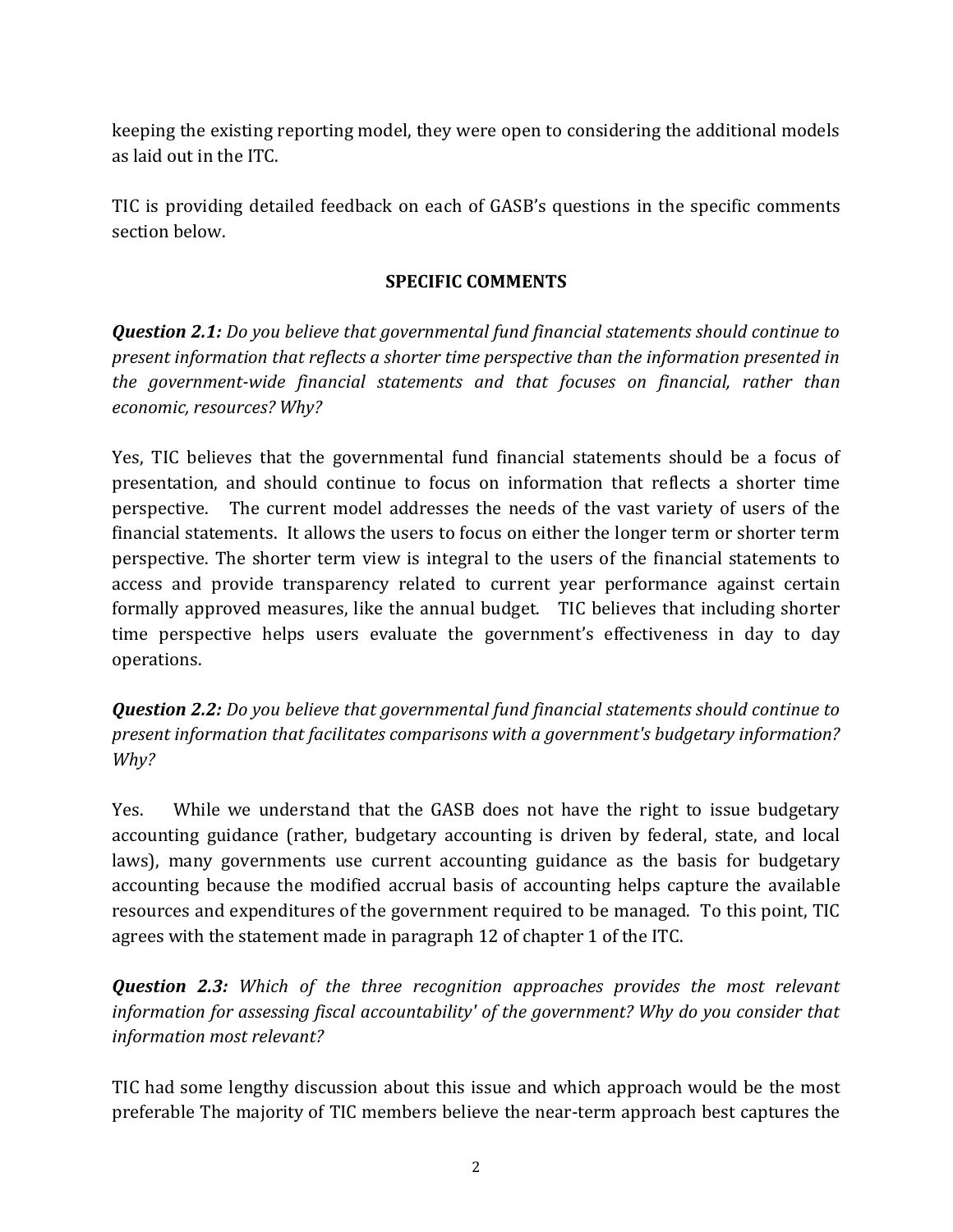keeping the existing reporting model, they were open to considering the additional models as laid out in the ITC.

TIC is providing detailed feedback on each of GASB's questions in the specific comments section below.

## SPECIFIC COMMENTS

***Question 2.1:*** *Do you believe that governmental fund financial statements should continue to present information that reflects a shorter time perspective than the information presented in the government-wide financial statements and that focuses on financial, rather than economic, resources? Why?*

Yes, TIC believes that the governmental fund financial statements should be a focus of presentation, and should continue to focus on information that reflects a shorter time perspective. The current model addresses the needs of the vast variety of users of the financial statements. It allows the users to focus on either the longer term or shorter term perspective. The shorter term view is integral to the users of the financial statements to access and provide transparency related to current year performance against certain formally approved measures, like the annual budget. TIC believes that including shorter time perspective helps users evaluate the government's effectiveness in day to day operations.

***Question 2.2:*** *Do you believe that governmental fund financial statements should continue to present information that facilitates comparisons with a government's budgetary information? Why?*

Yes. While we understand that the GASB does not have the right to issue budgetary accounting guidance (rather, budgetary accounting is driven by federal, state, and local laws), many governments use current accounting guidance as the basis for budgetary accounting because the modified accrual basis of accounting helps capture the available resources and expenditures of the government required to be managed. To this point, TIC agrees with the statement made in paragraph 12 of chapter 1 of the ITC.

***Question 2.3:*** *Which of the three recognition approaches provides the most relevant information for assessing fiscal accountability' of the government? Why do you consider that information most relevant?*

TIC had some lengthy discussion about this issue and which approach would be the most preferable The majority of TIC members believe the near-term approach best captures the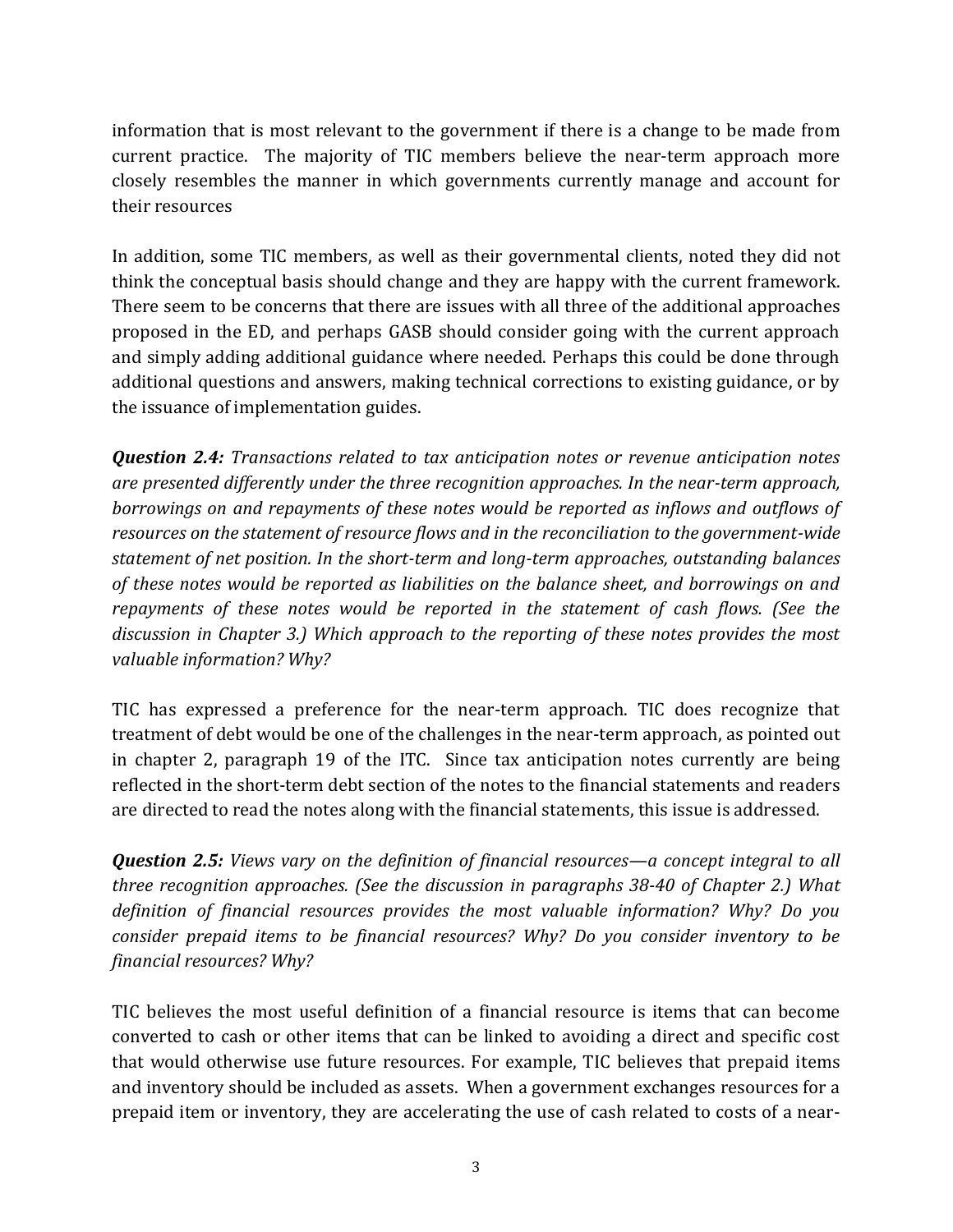information that is most relevant to the government if there is a change to be made from current practice. The majority of TIC members believe the near-term approach more closely resembles the manner in which governments currently manage and account for their resources

In addition, some TIC members, as well as their governmental clients, noted they did not think the conceptual basis should change and they are happy with the current framework. There seem to be concerns that there are issues with all three of the additional approaches proposed in the ED, and perhaps GASB should consider going with the current approach and simply adding additional guidance where needed. Perhaps this could be done through additional questions and answers, making technical corrections to existing guidance, or by the issuance of implementation guides.

***Question 2.4:*** *Transactions related to tax anticipation notes or revenue anticipation notes are presented differently under the three recognition approaches. In the near-term approach, borrowings on and repayments of these notes would be reported as inflows and outflows of resources on the statement of resource flows and in the reconciliation to the government-wide statement of net position. In the short-term and long-term approaches, outstanding balances of these notes would be reported as liabilities on the balance sheet, and borrowings on and repayments of these notes would be reported in the statement of cash flows. (See the discussion in Chapter 3.) Which approach to the reporting of these notes provides the most valuable information? Why?*

TIC has expressed a preference for the near-term approach. TIC does recognize that treatment of debt would be one of the challenges in the near-term approach, as pointed out in chapter 2, paragraph 19 of the ITC. Since tax anticipation notes currently are being reflected in the short-term debt section of the notes to the financial statements and readers are directed to read the notes along with the financial statements, this issue is addressed.

***Question 2.5:*** *Views vary on the definition of financial resources—a concept integral to all three recognition approaches. (See the discussion in paragraphs 38-40 of Chapter 2.) What definition of financial resources provides the most valuable information? Why? Do you consider prepaid items to be financial resources? Why? Do you consider inventory to be financial resources? Why?*

TIC believes the most useful definition of a financial resource is items that can become converted to cash or other items that can be linked to avoiding a direct and specific cost that would otherwise use future resources. For example, TIC believes that prepaid items and inventory should be included as assets. When a government exchanges resources for a prepaid item or inventory, they are accelerating the use of cash related to costs of a near-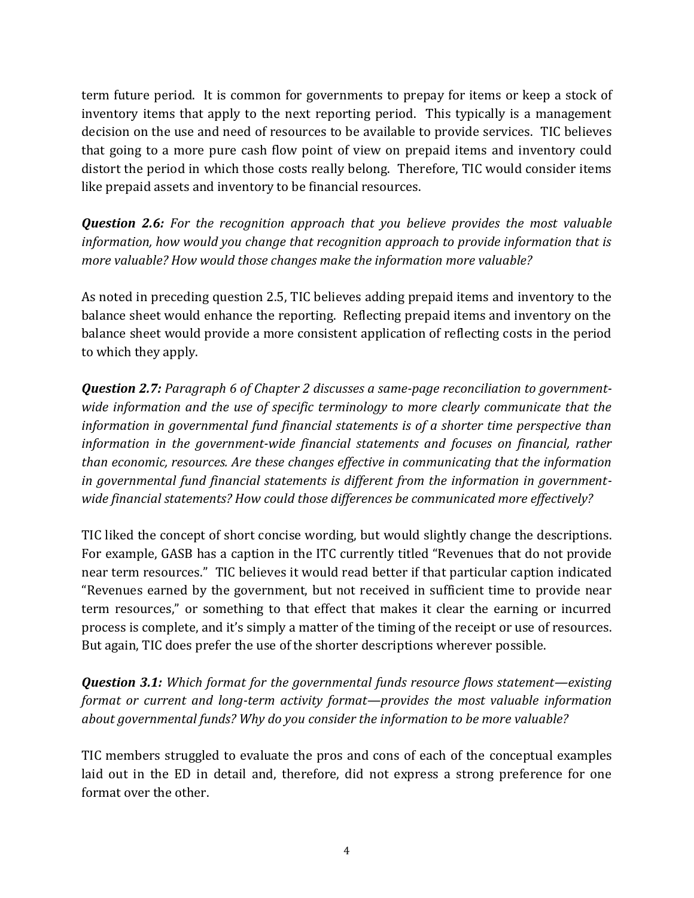term future period. It is common for governments to prepay for items or keep a stock of inventory items that apply to the next reporting period. This typically is a management decision on the use and need of resources to be available to provide services. TIC believes that going to a more pure cash flow point of view on prepaid items and inventory could distort the period in which those costs really belong. Therefore, TIC would consider items like prepaid assets and inventory to be financial resources.

***Question 2.6:*** *For the recognition approach that you believe provides the most valuable information, how would you change that recognition approach to provide information that is more valuable? How would those changes make the information more valuable?*

As noted in preceding question 2.5, TIC believes adding prepaid items and inventory to the balance sheet would enhance the reporting. Reflecting prepaid items and inventory on the balance sheet would provide a more consistent application of reflecting costs in the period to which they apply.

***Question 2.7:*** *Paragraph 6 of Chapter 2 discusses a same-page reconciliation to government-wide information and the use of specific terminology to more clearly communicate that the information in governmental fund financial statements is of a shorter time perspective than information in the government-wide financial statements and focuses on financial, rather than economic, resources. Are these changes effective in communicating that the information in governmental fund financial statements is different from the information in government-wide financial statements? How could those differences be communicated more effectively?*

TIC liked the concept of short concise wording, but would slightly change the descriptions. For example, GASB has a caption in the ITC currently titled "Revenues that do not provide near term resources." TIC believes it would read better if that particular caption indicated "Revenues earned by the government, but not received in sufficient time to provide near term resources," or something to that effect that makes it clear the earning or incurred process is complete, and it's simply a matter of the timing of the receipt or use of resources. But again, TIC does prefer the use of the shorter descriptions wherever possible.

***Question 3.1:*** *Which format for the governmental funds resource flows statement—existing format or current and long-term activity format—provides the most valuable information about governmental funds? Why do you consider the information to be more valuable?*

TIC members struggled to evaluate the pros and cons of each of the conceptual examples laid out in the ED in detail and, therefore, did not express a strong preference for one format over the other.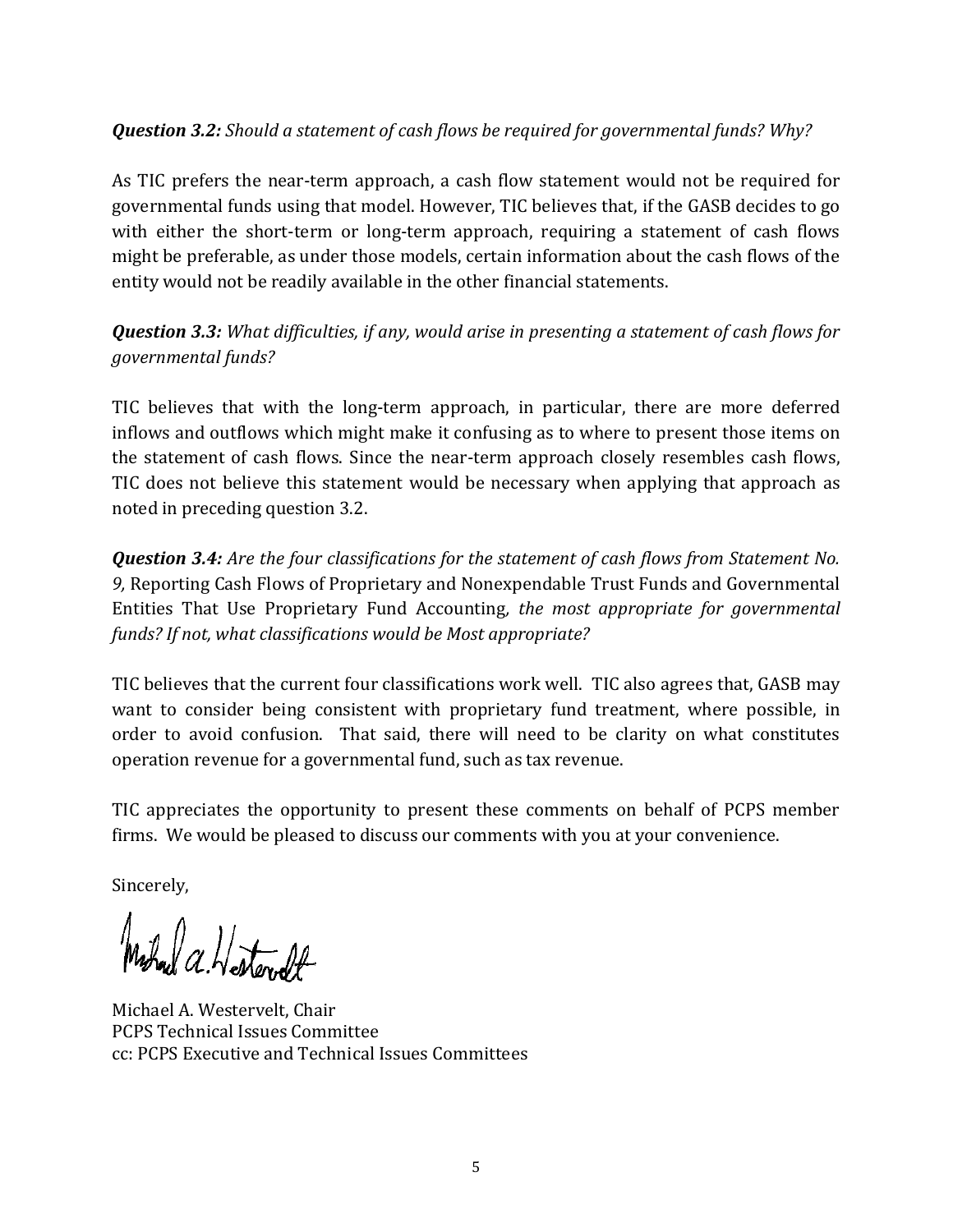***Question 3.2:*** *Should a statement of cash flows be required for governmental funds? Why?*

As TIC prefers the near-term approach, a cash flow statement would not be required for governmental funds using that model. However, TIC believes that, if the GASB decides to go with either the short-term or long-term approach, requiring a statement of cash flows might be preferable, as under those models, certain information about the cash flows of the entity would not be readily available in the other financial statements.

***Question 3.3:*** *What difficulties, if any, would arise in presenting a statement of cash flows for governmental funds?*

TIC believes that with the long-term approach, in particular, there are more deferred inflows and outflows which might make it confusing as to where to present those items on the statement of cash flows. Since the near-term approach closely resembles cash flows, TIC does not believe this statement would be necessary when applying that approach as noted in preceding question 3.2.

***Question 3.4:*** *Are the four classifications for the statement of cash flows from Statement No. 9,* Reporting Cash Flows of Proprietary and Nonexpendable Trust Funds and Governmental Entities That Use Proprietary Fund Accounting*, the most appropriate for governmental funds? If not, what classifications would be Most appropriate?*

TIC believes that the current four classifications work well. TIC also agrees that, GASB may want to consider being consistent with proprietary fund treatment, where possible, in order to avoid confusion. That said, there will need to be clarity on what constitutes operation revenue for a governmental fund, such as tax revenue.

TIC appreciates the opportunity to present these comments on behalf of PCPS member firms. We would be pleased to discuss our comments with you at your convenience.

Sincerely,

Michael A. Westervelt, Chair
PCPS Technical Issues Committee
cc: PCPS Executive and Technical Issues Committees